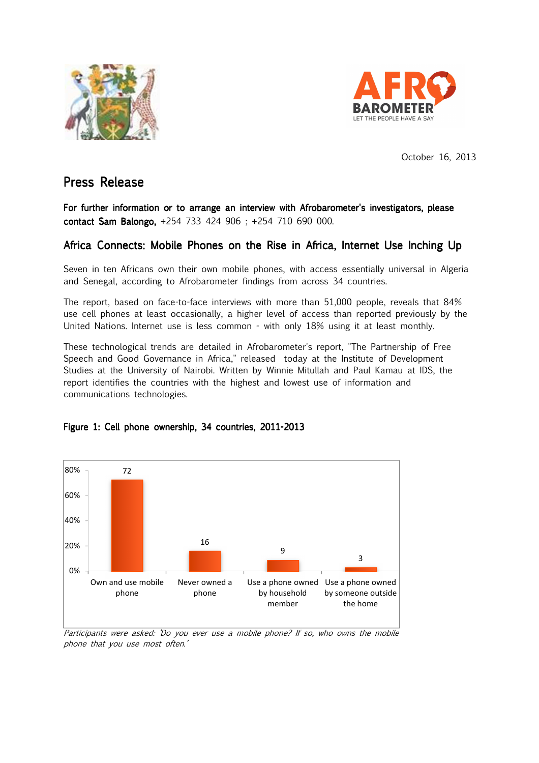October 16, 2013

# Press Release

**For further information or to arrange an interview with Afrobarometer's investigators, please contact Sam Balongo,** +254 733 424 906 ; +254 710 690 000.

## Africa Connects: Mobile Phones on the Rise in Africa, Internet Use Inching Up

Seven in ten Africans own their own mobile phones, with access essentially universal in Algeria and Senegal, according to Afrobarometer findings from across 34 countries.

The report, based on face-to-face interviews with more than 51,000 people, reveals that 84% use cell phones at least occasionally, a higher level of access than reported previously by the United Nations. Internet use is less common - with only 18% using it at least monthly.

These technological trends are detailed in Afrobarometer's report, "The Partnership of Free Speech and Good Governance in Africa," released today at the Institute of Development Studies at the University of Nairobi. Written by Winnie Mitullah and Paul Kamau at IDS, the report identifies the countries with the highest and lowest use of information and communications technologies.

**Figure 1: Cell phone ownership, 34 countries, 2011-2013**

| Own and use mobile phone | Never owned a phone | Use a phone owned by household member | Use a phone owned by someone outside the home |
|---|---|---|---|
| 72 | 16 | 9 | 3 |

*Participants were asked: 'Do you ever use a mobile phone? If so, who owns the mobile phone that you use most often.'*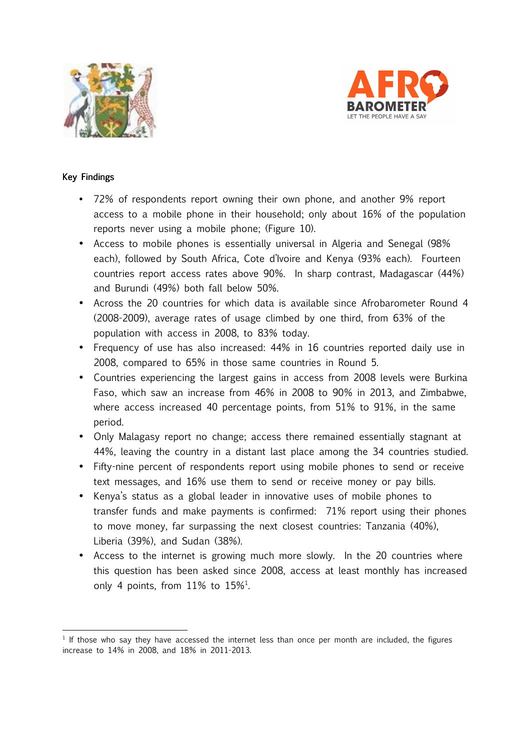Key Findings

- 72% of respondents report owning their own phone, and another 9% report access to a mobile phone in their household; only about 16% of the population reports never using a mobile phone; (Figure 10).
- Access to mobile phones is essentially universal in Algeria and Senegal (98% each), followed by South Africa, Cote d'Ivoire and Kenya (93% each). Fourteen countries report access rates above 90%. In sharp contrast, Madagascar (44%) and Burundi (49%) both fall below 50%.
- Across the 20 countries for which data is available since Afrobarometer Round 4 (2008-2009), average rates of usage climbed by one third, from 63% of the population with access in 2008, to 83% today.
- Frequency of use has also increased: 44% in 16 countries reported daily use in 2008, compared to 65% in those same countries in Round 5.
- Countries experiencing the largest gains in access from 2008 levels were Burkina Faso, which saw an increase from 46% in 2008 to 90% in 2013, and Zimbabwe, where access increased 40 percentage points, from 51% to 91%, in the same period.
- Only Malagasy report no change; access there remained essentially stagnant at 44%, leaving the country in a distant last place among the 34 countries studied.
- Fifty-nine percent of respondents report using mobile phones to send or receive text messages, and 16% use them to send or receive money or pay bills.
- Kenya's status as a global leader in innovative uses of mobile phones to transfer funds and make payments is confirmed: 71% report using their phones to move money, far surpassing the next closest countries: Tanzania (40%), Liberia (39%), and Sudan (38%).
- Access to the internet is growing much more slowly. In the 20 countries where this question has been asked since 2008, access at least monthly has increased only 4 points, from 11% to 15%[1].

[1] If those who say they have accessed the internet less than once per month are included, the figures increase to 14% in 2008, and 18% in 2011-2013.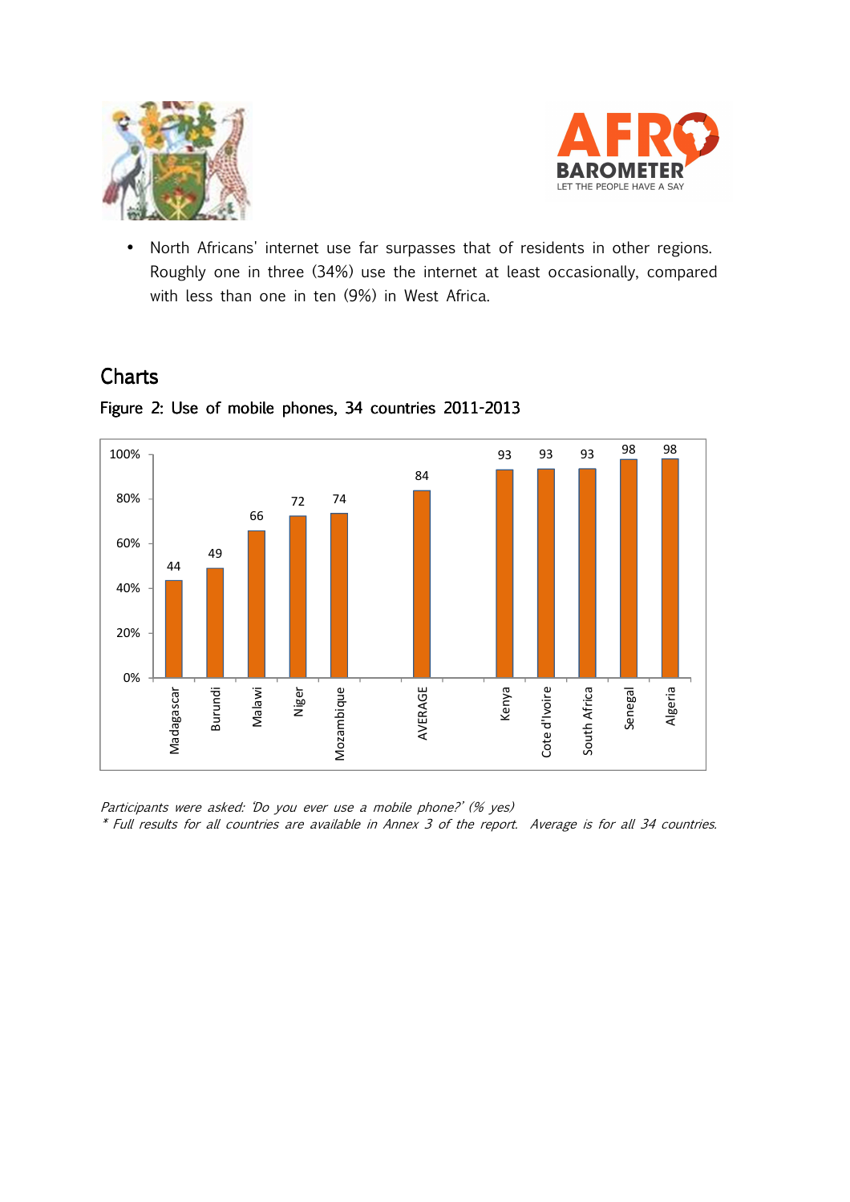- North Africans' internet use far surpasses that of residents in other regions. Roughly one in three (34%) use the internet at least occasionally, compared with less than one in ten (9%) in West Africa.

## Charts

### Figure 2: Use of mobile phones, 34 countries 2011-2013

| Country | % |
|---|---|
| Madagascar | 44 |
| Burundi | 49 |
| Malawi | 66 |
| Niger | 72 |
| Mozambique | 74 |
| AVERAGE | 84 |
| Kenya | 93 |
| Cote d'Ivoire | 93 |
| South Africa | 93 |
| Senegal | 98 |
| Algeria | 98 |

*Participants were asked: 'Do you ever use a mobile phone?' (% yes)*
*\* Full results for all countries are available in Annex 3 of the report. Average is for all 34 countries.*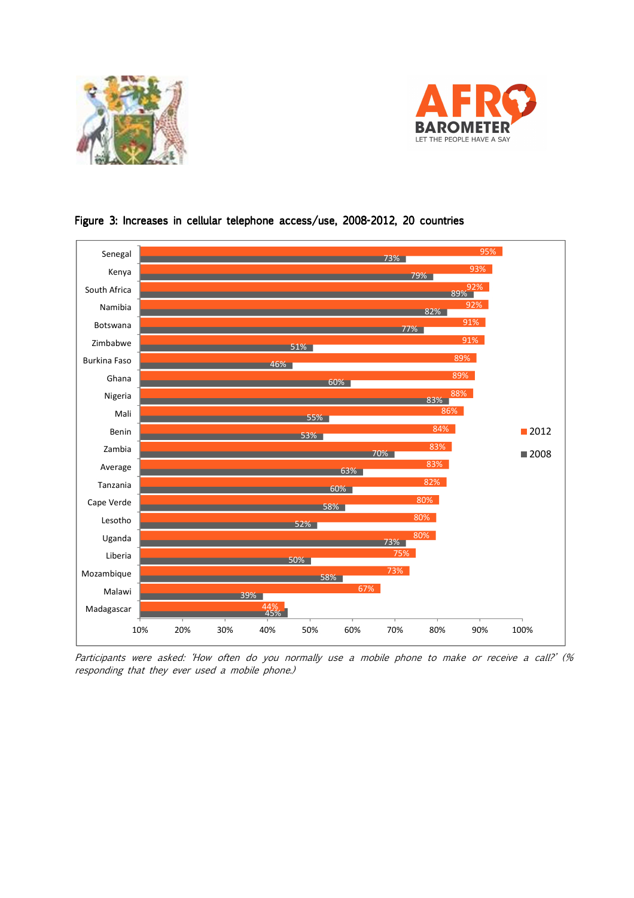**Figure 3: Increases in cellular telephone access/use, 2008-2012, 20 countries**

| Country | 2012 | 2008 |
|---|---|---|
| Senegal | 95% | 73% |
| Kenya | 93% | 79% |
| South Africa | 92% | 89% |
| Namibia | 92% | 82% |
| Botswana | 91% | 77% |
| Zimbabwe | 91% | 51% |
| Burkina Faso | 89% | 46% |
| Ghana | 89% | 60% |
| Nigeria | 88% | 83% |
| Mali | 86% | 55% |
| Benin | 84% | 53% |
| Zambia | 83% | 70% |
| Average | 83% | 63% |
| Tanzania | 82% | 60% |
| Cape Verde | 80% | 58% |
| Lesotho | 80% | 52% |
| Uganda | 80% | 73% |
| Liberia | 75% | 50% |
| Mozambique | 73% | 58% |
| Malawi | 67% | 39% |
| Madagascar | 44% | 45% |

*Participants were asked: 'How often do you normally use a mobile phone to make or receive a call?' (% responding that they ever used a mobile phone.)*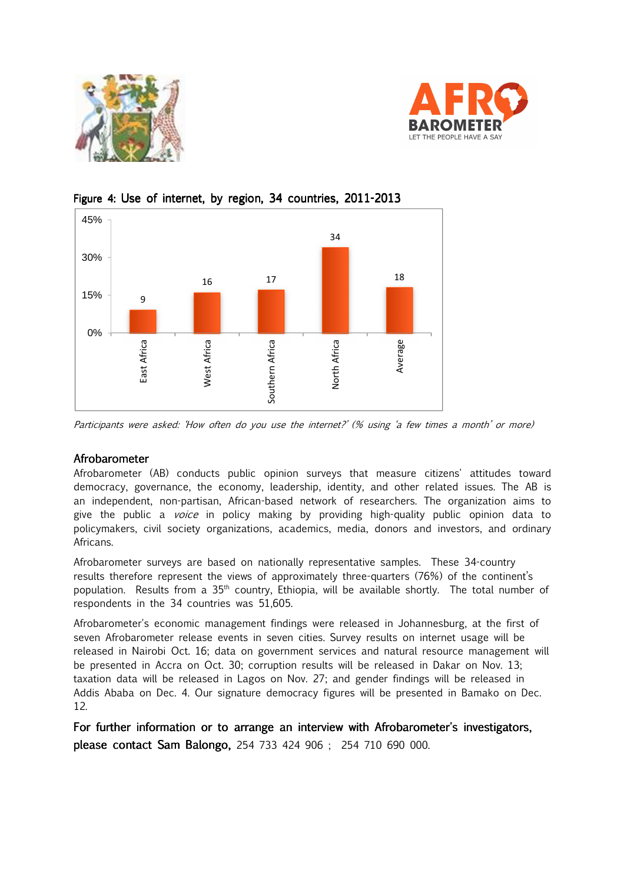Figure 4: Use of internet, by region, 34 countries, 2011-2013

45%
30%
15%
0%

9
16
17
34
18

East Africa
West Africa
Southern Africa
North Africa
Average

*Participants were asked: 'How often do you use the internet?' (% using 'a few times a month' or more)*

## Afrobarometer

Afrobarometer (AB) conducts public opinion surveys that measure citizens' attitudes toward democracy, governance, the economy, leadership, identity, and other related issues. The AB is an independent, non-partisan, African-based network of researchers. The organization aims to give the public a *voice* in policy making by providing high-quality public opinion data to policymakers, civil society organizations, academics, media, donors and investors, and ordinary Africans.

Afrobarometer surveys are based on nationally representative samples. These 34-country results therefore represent the views of approximately three-quarters (76%) of the continent's population. Results from a 35th country, Ethiopia, will be available shortly. The total number of respondents in the 34 countries was 51,605.

Afrobarometer's economic management findings were released in Johannesburg, at the first of seven Afrobarometer release events in seven cities. Survey results on internet usage will be released in Nairobi Oct. 16; data on government services and natural resource management will be presented in Accra on Oct. 30; corruption results will be released in Dakar on Nov. 13; taxation data will be released in Lagos on Nov. 27; and gender findings will be released in Addis Ababa on Dec. 4. Our signature democracy figures will be presented in Bamako on Dec. 12.

**For further information or to arrange an interview with Afrobarometer's investigators, please contact Sam Balongo,** 254 733 424 906 ; 254 710 690 000.